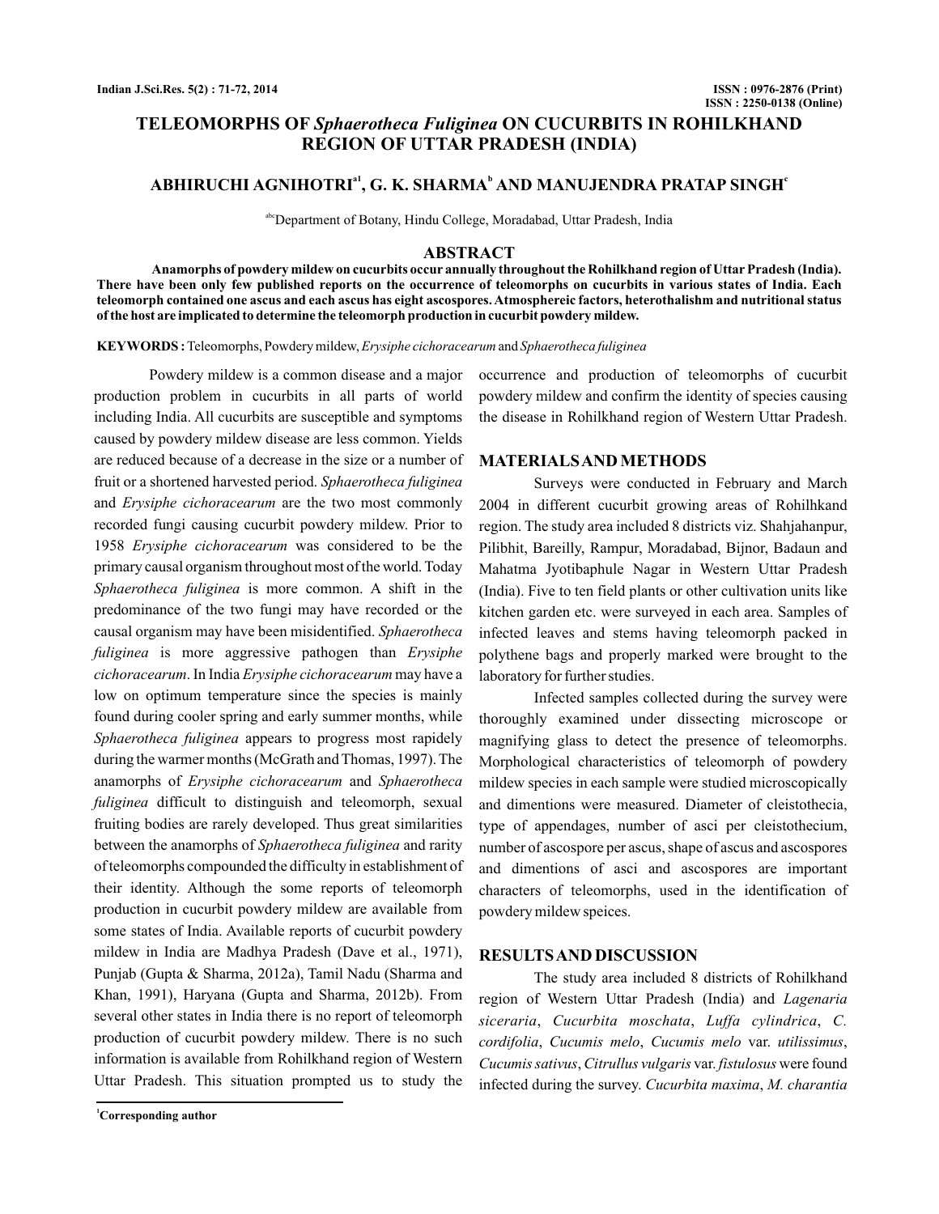# TELEOMORPHS OF *Sphaerotheca Fuliginea* ON CUCURBITS IN ROHILKHAND REGION OF UTTAR PRADESH (INDIA)

**ABHIRUCHI AGNIHOTRI[a1], G. K. SHARMA[b] AND MANUJENDRA PRATAP SINGH[c]**

[abc]Department of Botany, Hindu College, Moradabad, Uttar Pradesh, India

## ABSTRACT

**Anamorphs of powdery mildew on cucurbits occur annually throughout the Rohilkhand region of Uttar Pradesh (India). There have been only few published reports on the occurrence of teleomorphs on cucurbits in various states of India. Each teleomorph contained one ascus and each ascus has eight ascospores. Atmosphereic factors, heterothalishm and nutritional status of the host are implicated to determine the teleomorph production in cucurbit powdery mildew.**

**KEYWORDS :** Teleomorphs, Powdery mildew, *Erysiphe cichoracearum* and *Sphaerotheca fuliginea*

Powdery mildew is a common disease and a major production problem in cucurbits in all parts of world including India. All cucurbits are susceptible and symptoms caused by powdery mildew disease are less common. Yields are reduced because of a decrease in the size or a number of fruit or a shortened harvested period. *Sphaerotheca fuliginea* and *Erysiphe cichoracearum* are the two most commonly recorded fungi causing cucurbit powdery mildew. Prior to 1958 *Erysiphe cichoracearum* was considered to be the primary causal organism throughout most of the world. Today *Sphaerotheca fuliginea* is more common. A shift in the predominance of the two fungi may have recorded or the causal organism may have been misidentified. *Sphaerotheca fuliginea* is more aggressive pathogen than *Erysiphe cichoracearum*. In India *Erysiphe cichoracearum* may have a low on optimum temperature since the species is mainly found during cooler spring and early summer months, while *Sphaerotheca fuliginea* appears to progress most rapidely during the warmer months (McGrath and Thomas, 1997). The anamorphs of *Erysiphe cichoracearum* and *Sphaerotheca fuliginea* difficult to distinguish and teleomorph, sexual fruiting bodies are rarely developed. Thus great similarities between the anamorphs of *Sphaerotheca fuliginea* and rarity of teleomorphs compounded the difficulty in establishment of their identity. Although the some reports of teleomorph production in cucurbit powdery mildew are available from some states of India. Available reports of cucurbit powdery mildew in India are Madhya Pradesh (Dave et al., 1971), Punjab (Gupta & Sharma, 2012a), Tamil Nadu (Sharma and Khan, 1991), Haryana (Gupta and Sharma, 2012b). From several other states in India there is no report of teleomorph production of cucurbit powdery mildew. There is no such information is available from Rohilkhand region of Western Uttar Pradesh. This situation prompted us to study the occurrence and production of teleomorphs of cucurbit powdery mildew and confirm the identity of species causing the disease in Rohilkhand region of Western Uttar Pradesh.

## MATERIALS AND METHODS

Surveys were conducted in February and March 2004 in different cucurbit growing areas of Rohilhkand region. The study area included 8 districts viz. Shahjahanpur, Pilibhit, Bareilly, Rampur, Moradabad, Bijnor, Badaun and Mahatma Jyotibaphule Nagar in Western Uttar Pradesh (India). Five to ten field plants or other cultivation units like kitchen garden etc. were surveyed in each area. Samples of infected leaves and stems having teleomorph packed in polythene bags and properly marked were brought to the laboratory for further studies.

Infected samples collected during the survey were thoroughly examined under dissecting microscope or magnifying glass to detect the presence of teleomorphs. Morphological characteristics of teleomorph of powdery mildew species in each sample were studied microscopically and dimentions were measured. Diameter of cleistothecia, type of appendages, number of asci per cleistothecium, number of ascospore per ascus, shape of ascus and ascospores and dimentions of asci and ascospores are important characters of teleomorphs, used in the identification of powdery mildew speices.

## RESULTS AND DISCUSSION

The study area included 8 districts of Rohilkhand region of Western Uttar Pradesh (India) and *Lagenaria siceraria*, *Cucurbita moschata*, *Luffa cylindrica*, *C. cordifolia*, *Cucumis melo*, *Cucumis melo* var. *utilissimus*, *Cucumis sativus*, *Citrullus vulgaris* var. *fistulosus* were found infected during the survey. *Cucurbita maxima*, *M. charantia*

[1]Corresponding author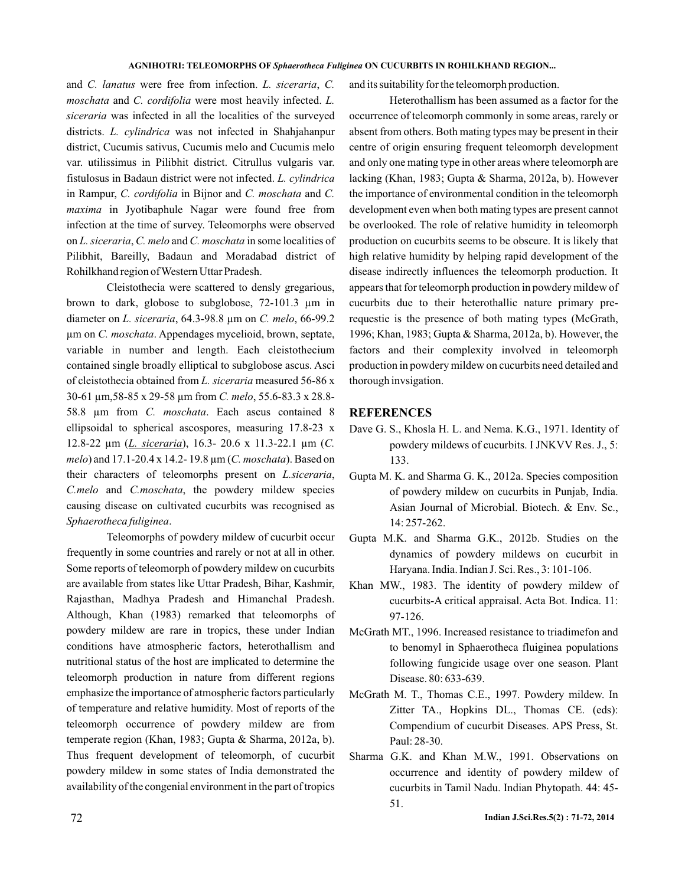and *C. lanatus* were free from infection. *L. siceraria*, *C. moschata* and *C. cordifolia* were most heavily infected. *L. siceraria* was infected in all the localities of the surveyed districts. *L. cylindrica* was not infected in Shahjahanpur district, Cucumis sativus, Cucumis melo and Cucumis melo var. utilissimus in Pilibhit district. Citrullus vulgaris var. fistulosus in Badaun district were not infected. *L. cylindrica* in Rampur, *C. cordifolia* in Bijnor and *C. moschata* and *C. maxima* in Jyotibaphule Nagar were found free from infection at the time of survey. Teleomorphs were observed on *L. siceraria*, *C. melo* and *C. moschata* in some localities of Pilibhit, Bareilly, Badaun and Moradabad district of Rohilkhand region of Western Uttar Pradesh.

Cleistothecia were scattered to densly gregarious, brown to dark, globose to subglobose, 72-101.3 µm in diameter on *L. siceraria*, 64.3-98.8 µm on *C. melo*, 66-99.2 µm on *C. moschata*. Appendages mycelioid, brown, septate, variable in number and length. Each cleistothecium contained single broadly elliptical to subglobose ascus. Asci of cleistothecia obtained from *L. siceraria* measured 56-86 x 30-61 µm,58-85 x 29-58 µm from *C. melo*, 55.6-83.3 x 28.8-58.8 µm from *C. moschata*. Each ascus contained 8 ellipsoidal to spherical ascospores, measuring 17.8-23 x 12.8-22 µm (*L. siceraria*), 16.3- 20.6 x 11.3-22.1 µm (*C. melo*) and 17.1-20.4 x 14.2- 19.8 µm (*C. moschata*). Based on their characters of teleomorphs present on *L.siceraria*, *C.melo* and *C.moschata*, the powdery mildew species causing disease on cultivated cucurbits was recognised as *Sphaerotheca fuliginea*.

Teleomorphs of powdery mildew of cucurbit occur frequently in some countries and rarely or not at all in other. Some reports of teleomorph of powdery mildew on cucurbits are available from states like Uttar Pradesh, Bihar, Kashmir, Rajasthan, Madhya Pradesh and Himanchal Pradesh. Although, Khan (1983) remarked that teleomorphs of powdery mildew are rare in tropics, these under Indian conditions have atmospheric factors, heterothallism and nutritional status of the host are implicated to determine the teleomorph production in nature from different regions emphasize the importance of atmospheric factors particularly of temperature and relative humidity. Most of reports of the teleomorph occurrence of powdery mildew are from temperate region (Khan, 1983; Gupta & Sharma, 2012a, b). Thus frequent development of teleomorph, of cucurbit powdery mildew in some states of India demonstrated the availability of the congenial environment in the part of tropics and its suitability for the teleomorph production.

Heterothallism has been assumed as a factor for the occurrence of teleomorph commonly in some areas, rarely or absent from others. Both mating types may be present in their centre of origin ensuring frequent teleomorph development and only one mating type in other areas where teleomorph are lacking (Khan, 1983; Gupta & Sharma, 2012a, b). However the importance of environmental condition in the teleomorph development even when both mating types are present cannot be overlooked. The role of relative humidity in teleomorph production on cucurbits seems to be obscure. It is likely that high relative humidity by helping rapid development of the disease indirectly influences the teleomorph production. It appears that for teleomorph production in powdery mildew of cucurbits due to their heterothallic nature primary pre-requestie is the presence of both mating types (McGrath, 1996; Khan, 1983; Gupta & Sharma, 2012a, b). However, the factors and their complexity involved in teleomorph production in powdery mildew on cucurbits need detailed and thorough invsigation.

## REFERENCES

Dave G. S., Khosla H. L. and Nema. K.G., 1971. Identity of powdery mildews of cucurbits. I JNKVV Res. J., 5: 133.

Gupta M. K. and Sharma G. K., 2012a. Species composition of powdery mildew on cucurbits in Punjab, India. Asian Journal of Microbial. Biotech. & Env. Sc., 14: 257-262.

Gupta M.K. and Sharma G.K., 2012b. Studies on the dynamics of powdery mildews on cucurbit in Haryana. India. Indian J. Sci. Res., 3: 101-106.

Khan MW., 1983. The identity of powdery mildew of cucurbits-A critical appraisal. Acta Bot. Indica. 11: 97-126.

McGrath MT., 1996. Increased resistance to triadimefon and to benomyl in Sphaerotheca fluiginea populations following fungicide usage over one season. Plant Disease. 80: 633-639.

McGrath M. T., Thomas C.E., 1997. Powdery mildew. In Zitter TA., Hopkins DL., Thomas CE. (eds): Compendium of cucurbit Diseases. APS Press, St. Paul: 28-30.

Sharma G.K. and Khan M.W., 1991. Observations on occurrence and identity of powdery mildew of cucurbits in Tamil Nadu. Indian Phytopath. 44: 45-51.